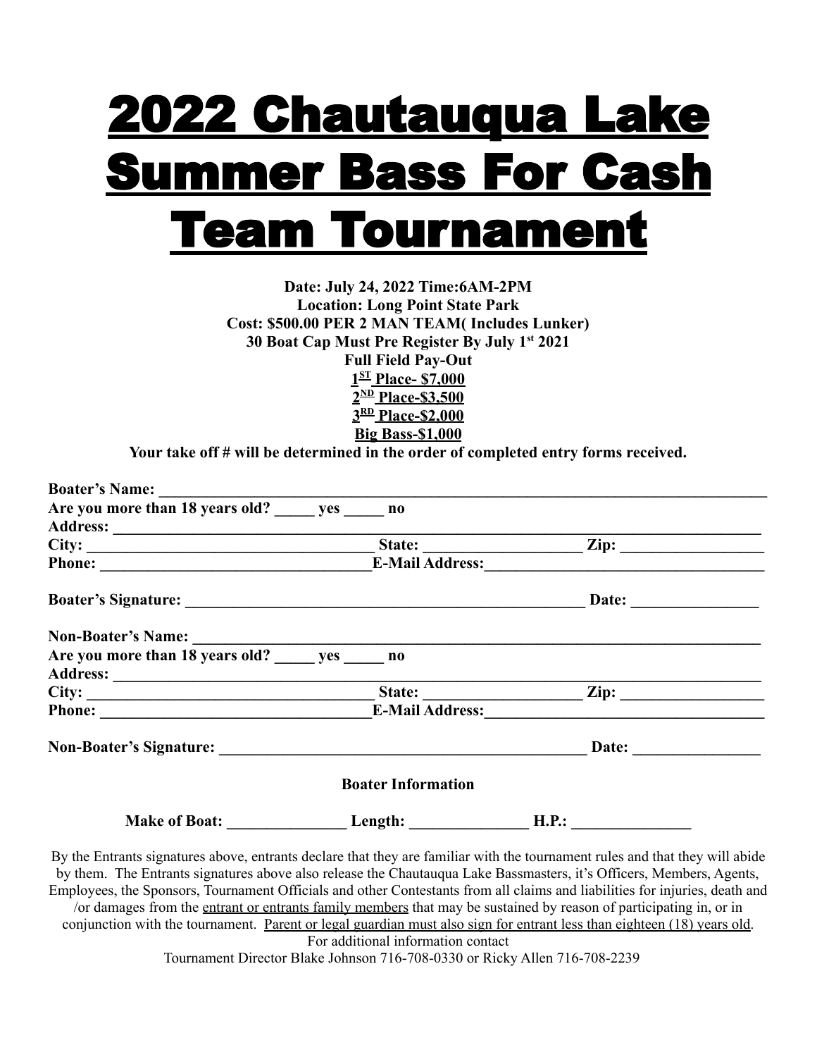# 2022 Chautauqua Lake Summer Bass For Cash Team Tournament

**Date: July 24, 2022 Time:6AM-2PM**
**Location: Long Point State Park**
**Cost: $500.00 PER 2 MAN TEAM( Includes Lunker)**
**30 Boat Cap Must Pre Register By July 1st 2021**
**Full Field Pay-Out**
**1ST Place- $7,000**
**2ND Place-$3,500**
**3RD Place-$2,000**
**Big Bass-$1,000**
**Your take off # will be determined in the order of completed entry forms received.**

**Boater's Name:** ______________________________________________
**Are you more than 18 years old?** _____ **yes** _____ **no**
**Address:** ______________________________________________
**City:** ____________________ **State:** ____________ **Zip:** ____________
**Phone:** ____________________ **E-Mail Address:** ____________________

**Boater's Signature:** ______________________________ **Date:** ____________

**Non-Boater's Name:** ______________________________________________
**Are you more than 18 years old?** _____ **yes** _____ **no**
**Address:** ______________________________________________
**City:** ____________________ **State:** ____________ **Zip:** ____________
**Phone:** ____________________ **E-Mail Address:** ____________________

**Non-Boater's Signature:** ______________________________ **Date:** ____________

**Boater Information**

**Make of Boat:** ____________ **Length:** ____________ **H.P.:** ____________

By the Entrants signatures above, entrants declare that they are familiar with the tournament rules and that they will abide by them. The Entrants signatures above also release the Chautauqua Lake Bassmasters, it's Officers, Members, Agents, Employees, the Sponsors, Tournament Officials and other Contestants from all claims and liabilities for injuries, death and /or damages from the entrant or entrants family members that may be sustained by reason of participating in, or in conjunction with the tournament. Parent or legal guardian must also sign for entrant less than eighteen (18) years old.

For additional information contact
Tournament Director Blake Johnson 716-708-0330 or Ricky Allen 716-708-2239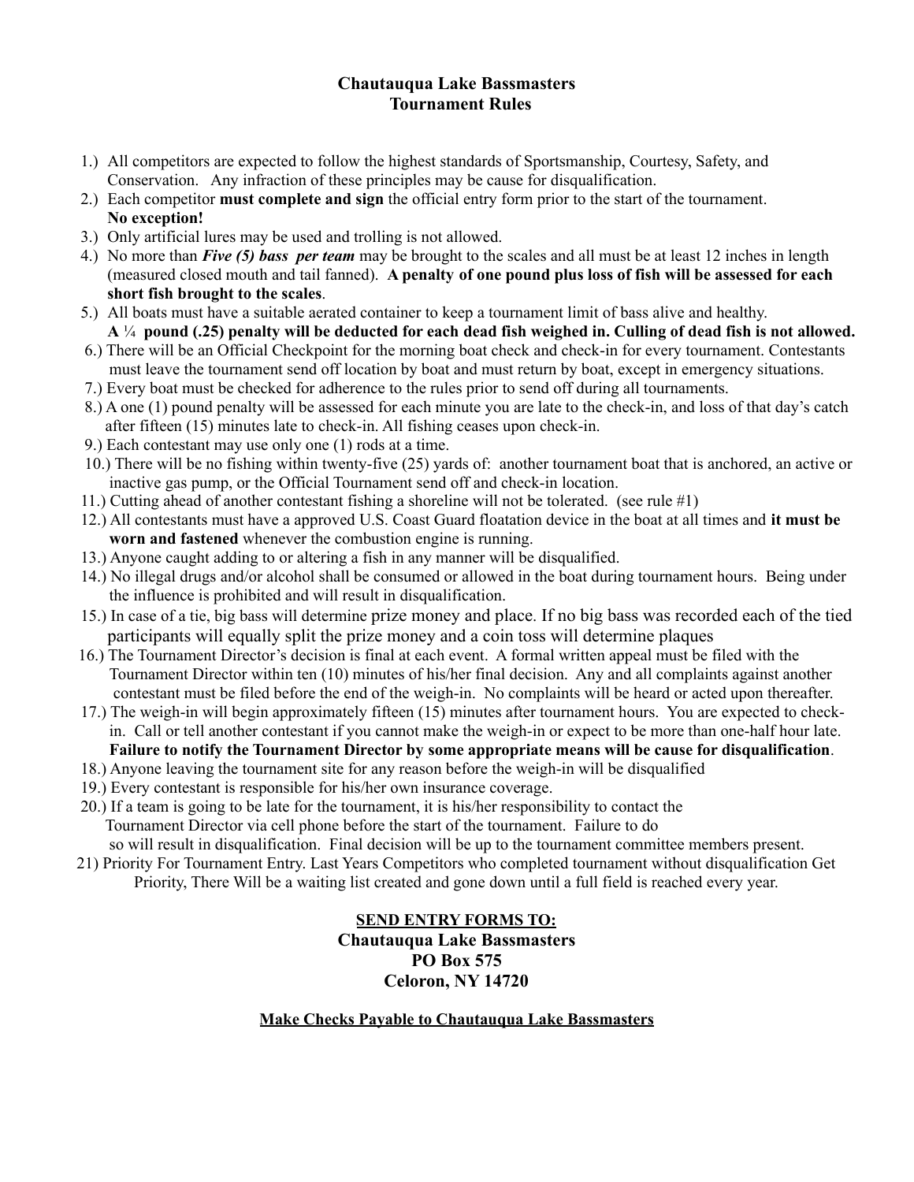**Chautauqua Lake Bassmasters**
**Tournament Rules**

1.) All competitors are expected to follow the highest standards of Sportsmanship, Courtesy, Safety, and Conservation. Any infraction of these principles may be cause for disqualification.
2.) Each competitor **must complete and sign** the official entry form prior to the start of the tournament. **No exception!**
3.) Only artificial lures may be used and trolling is not allowed.
4.) No more than ***Five (5) bass per team*** may be brought to the scales and all must be at least 12 inches in length (measured closed mouth and tail fanned). **A penalty of one pound plus loss of fish will be assessed for each short fish brought to the scales**.
5.) All boats must have a suitable aerated container to keep a tournament limit of bass alive and healthy. **A ¼ pound (.25) penalty will be deducted for each dead fish weighed in. Culling of dead fish is not allowed.**
6.) There will be an Official Checkpoint for the morning boat check and check-in for every tournament. Contestants must leave the tournament send off location by boat and must return by boat, except in emergency situations.
7.) Every boat must be checked for adherence to the rules prior to send off during all tournaments.
8.) A one (1) pound penalty will be assessed for each minute you are late to the check-in, and loss of that day's catch after fifteen (15) minutes late to check-in. All fishing ceases upon check-in.
9.) Each contestant may use only one (1) rods at a time.
10.) There will be no fishing within twenty-five (25) yards of: another tournament boat that is anchored, an active or inactive gas pump, or the Official Tournament send off and check-in location.
11.) Cutting ahead of another contestant fishing a shoreline will not be tolerated. (see rule #1)
12.) All contestants must have a approved U.S. Coast Guard floatation device in the boat at all times and **it must be worn and fastened** whenever the combustion engine is running.
13.) Anyone caught adding to or altering a fish in any manner will be disqualified.
14.) No illegal drugs and/or alcohol shall be consumed or allowed in the boat during tournament hours. Being under the influence is prohibited and will result in disqualification.
15.) In case of a tie, big bass will determine prize money and place. If no big bass was recorded each of the tied participants will equally split the prize money and a coin toss will determine plaques
16.) The Tournament Director's decision is final at each event. A formal written appeal must be filed with the Tournament Director within ten (10) minutes of his/her final decision. Any and all complaints against another contestant must be filed before the end of the weigh-in. No complaints will be heard or acted upon thereafter.
17.) The weigh-in will begin approximately fifteen (15) minutes after tournament hours. You are expected to check-in. Call or tell another contestant if you cannot make the weigh-in or expect to be more than one-half hour late. **Failure to notify the Tournament Director by some appropriate means will be cause for disqualification**.
18.) Anyone leaving the tournament site for any reason before the weigh-in will be disqualified
19.) Every contestant is responsible for his/her own insurance coverage.
20.) If a team is going to be late for the tournament, it is his/her responsibility to contact the Tournament Director via cell phone before the start of the tournament. Failure to do so will result in disqualification. Final decision will be up to the tournament committee members present.
21) Priority For Tournament Entry. Last Years Competitors who completed tournament without disqualification Get Priority, There Will be a waiting list created and gone down until a full field is reached every year.

**SEND ENTRY FORMS TO:**
**Chautauqua Lake Bassmasters**
**PO Box 575**
**Celoron, NY 14720**

**Make Checks Payable to Chautauqua Lake Bassmasters**